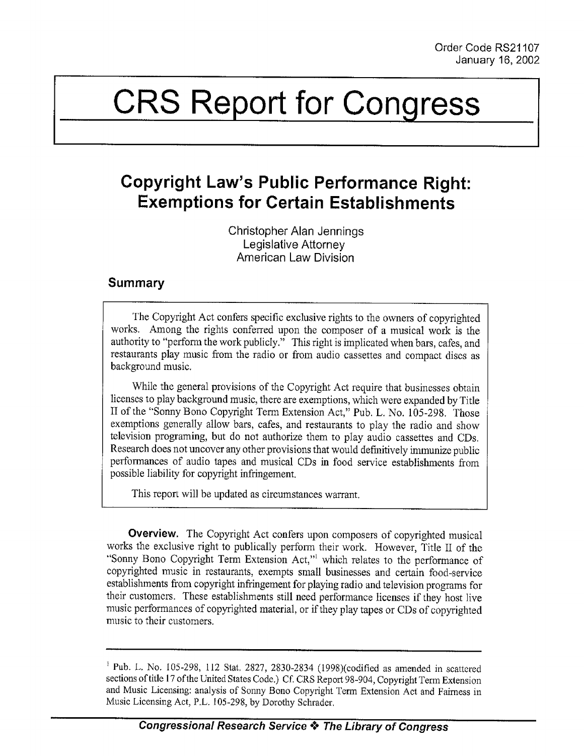Order Code RS21107
January 16, 2002

# CRS Report for Congress

## Copyright Law's Public Performance Right: Exemptions for Certain Establishments

Christopher Alan Jennings
Legislative Attorney
American Law Division

### Summary

The Copyright Act confers specific exclusive rights to the owners of copyrighted works. Among the rights conferred upon the composer of a musical work is the authority to "perform the work publicly." This right is implicated when bars, cafes, and restaurants play music from the radio or from audio cassettes and compact discs as background music.

While the general provisions of the Copyright Act require that businesses obtain licenses to play background music, there are exemptions, which were expanded by Title II of the "Sonny Bono Copyright Term Extension Act," Pub. L. No. 105-298. Those exemptions generally allow bars, cafes, and restaurants to play the radio and show television programing, but do not authorize them to play audio cassettes and CDs. Research does not uncover any other provisions that would definitively immunize public performances of audio tapes and musical CDs in food service establishments from possible liability for copyright infringement.

This report will be updated as circumstances warrant.

**Overview.** The Copyright Act confers upon composers of copyrighted musical works the exclusive right to publically perform their work. However, Title II of the "Sonny Bono Copyright Term Extension Act,"[1] which relates to the performance of copyrighted music in restaurants, exempts small businesses and certain food-service establishments from copyright infringement for playing radio and television programs for their customers. These establishments still need performance licenses if they host live music performances of copyrighted material, or if they play tapes or CDs of copyrighted music to their customers.

---

[1] Pub. L. No. 105-298, 112 Stat. 2827, 2830-2834 (1998)(codified as amended in scattered sections of title 17 of the United States Code.) Cf. CRS Report 98-904, Copyright Term Extension and Music Licensing: analysis of Sonny Bono Copyright Term Extension Act and Fairness in Music Licensing Act, P.L. 105-298, by Dorothy Schrader.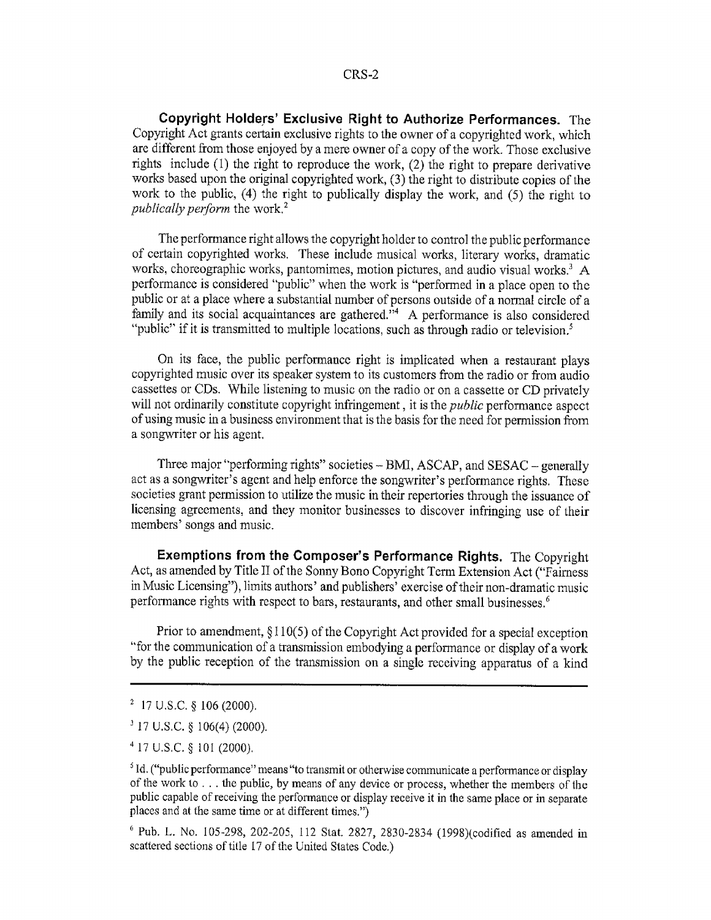**Copyright Holders' Exclusive Right to Authorize Performances.** The Copyright Act grants certain exclusive rights to the owner of a copyrighted work, which are different from those enjoyed by a mere owner of a copy of the work. Those exclusive rights include (1) the right to reproduce the work, (2) the right to prepare derivative works based upon the original copyrighted work, (3) the right to distribute copies of the work to the public, (4) the right to publically display the work, and (5) the right to *publically perform* the work.[2]

The performance right allows the copyright holder to control the public performance of certain copyrighted works. These include musical works, literary works, dramatic works, choreographic works, pantomimes, motion pictures, and audio visual works.[3] A performance is considered "public" when the work is "performed in a place open to the public or at a place where a substantial number of persons outside of a normal circle of a family and its social acquaintances are gathered."[4] A performance is also considered "public" if it is transmitted to multiple locations, such as through radio or television.[5]

On its face, the public performance right is implicated when a restaurant plays copyrighted music over its speaker system to its customers from the radio or from audio cassettes or CDs. While listening to music on the radio or on a cassette or CD privately will not ordinarily constitute copyright infringement , it is the *public* performance aspect of using music in a business environment that is the basis for the need for permission from a songwriter or his agent.

Three major "performing rights" societies – BMI, ASCAP, and SESAC – generally act as a songwriter's agent and help enforce the songwriter's performance rights. These societies grant permission to utilize the music in their repertories through the issuance of licensing agreements, and they monitor businesses to discover infringing use of their members' songs and music.

**Exemptions from the Composer's Performance Rights.** The Copyright Act, as amended by Title II of the Sonny Bono Copyright Term Extension Act ("Fairness in Music Licensing"), limits authors' and publishers' exercise of their non-dramatic music performance rights with respect to bars, restaurants, and other small businesses.[6]

Prior to amendment, §110(5) of the Copyright Act provided for a special exception "for the communication of a transmission embodying a performance or display of a work by the public reception of the transmission on a single receiving apparatus of a kind

---

[2] 17 U.S.C. § 106 (2000).

[3] 17 U.S.C. § 106(4) (2000).

[4] 17 U.S.C. § 101 (2000).

[5] Id. ("public performance" means "to transmit or otherwise communicate a performance or display of the work to . . . the public, by means of any device or process, whether the members of the public capable of receiving the performance or display receive it in the same place or in separate places and at the same time or at different times.")

[6] Pub. L. No. 105-298, 202-205, 112 Stat. 2827, 2830-2834 (1998)(codified as amended in scattered sections of title 17 of the United States Code.)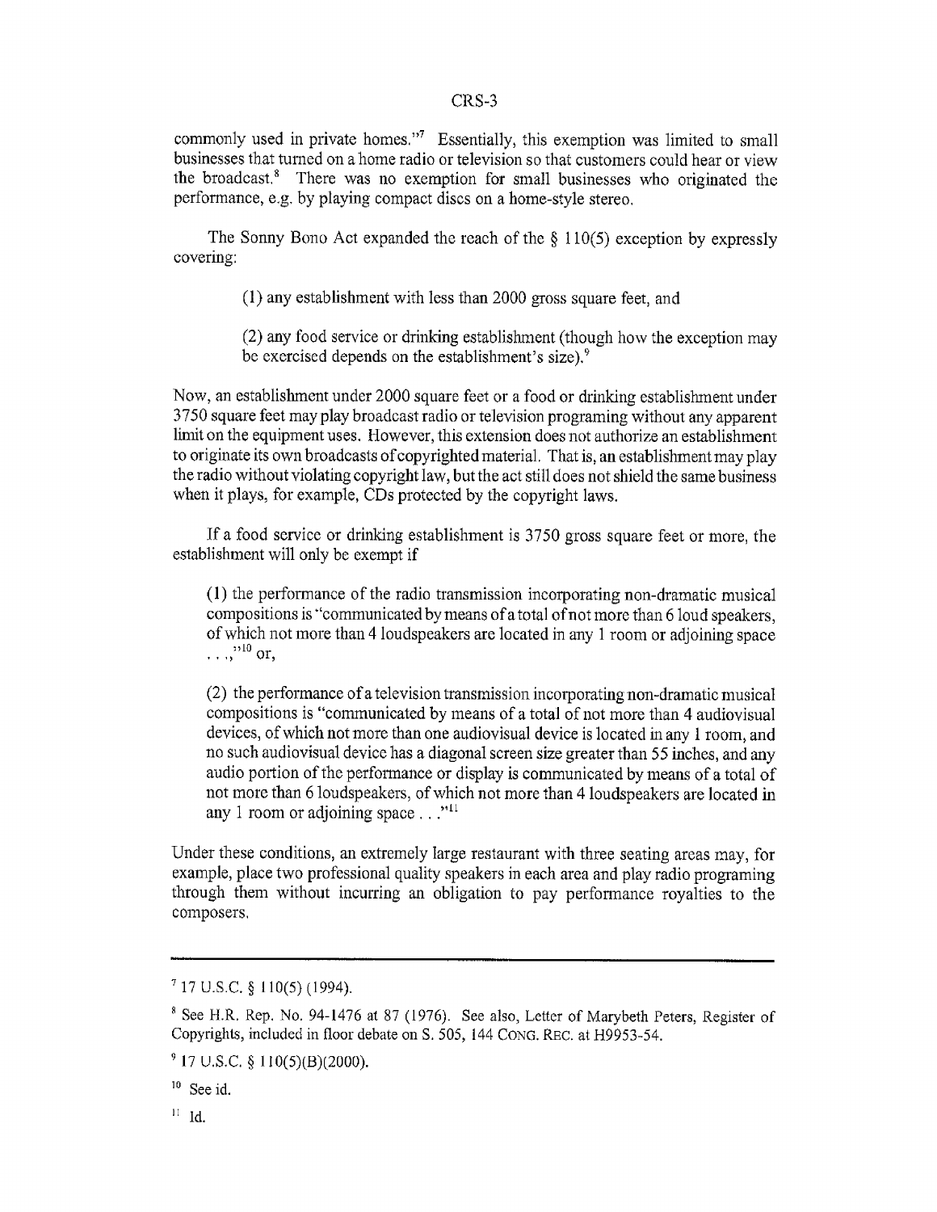commonly used in private homes."[7] Essentially, this exemption was limited to small businesses that turned on a home radio or television so that customers could hear or view the broadcast.[8] There was no exemption for small businesses who originated the performance, e.g. by playing compact discs on a home-style stereo.

The Sonny Bono Act expanded the reach of the § 110(5) exception by expressly covering:

> (1) any establishment with less than 2000 gross square feet, and
>
> (2) any food service or drinking establishment (though how the exception may be exercised depends on the establishment's size).[9]

Now, an establishment under 2000 square feet or a food or drinking establishment under 3750 square feet may play broadcast radio or television programing without any apparent limit on the equipment uses. However, this extension does not authorize an establishment to originate its own broadcasts of copyrighted material. That is, an establishment may play the radio without violating copyright law, but the act still does not shield the same business when it plays, for example, CDs protected by the copyright laws.

If a food service or drinking establishment is 3750 gross square feet or more, the establishment will only be exempt if

> (1) the performance of the radio transmission incorporating non-dramatic musical compositions is "communicated by means of a total of not more than 6 loud speakers, of which not more than 4 loudspeakers are located in any 1 room or adjoining space . . . ,"[10] or,
>
> (2) the performance of a television transmission incorporating non-dramatic musical compositions is "communicated by means of a total of not more than 4 audiovisual devices, of which not more than one audiovisual device is located in any 1 room, and no such audiovisual device has a diagonal screen size greater than 55 inches, and any audio portion of the performance or display is communicated by means of a total of not more than 6 loudspeakers, of which not more than 4 loudspeakers are located in any 1 room or adjoining space . . ."[11]

Under these conditions, an extremely large restaurant with three seating areas may, for example, place two professional quality speakers in each area and play radio programing through them without incurring an obligation to pay performance royalties to the composers.

---

[7] 17 U.S.C. § 110(5) (1994).

[8] See H.R. Rep. No. 94-1476 at 87 (1976). See also, Letter of Marybeth Peters, Register of Copyrights, included in floor debate on S. 505, 144 CONG. REC. at H9953-54.

[9] 17 U.S.C. § 110(5)(B)(2000).

[10] See id.

[11] Id.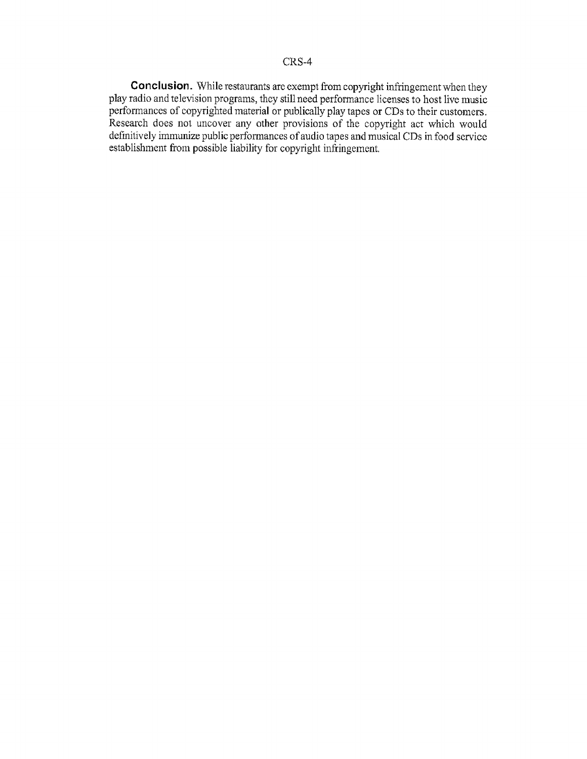**Conclusion.** While restaurants are exempt from copyright infringement when they play radio and television programs, they still need performance licenses to host live music performances of copyrighted material or publically play tapes or CDs to their customers. Research does not uncover any other provisions of the copyright act which would definitively immunize public performances of audio tapes and musical CDs in food service establishment from possible liability for copyright infringement.